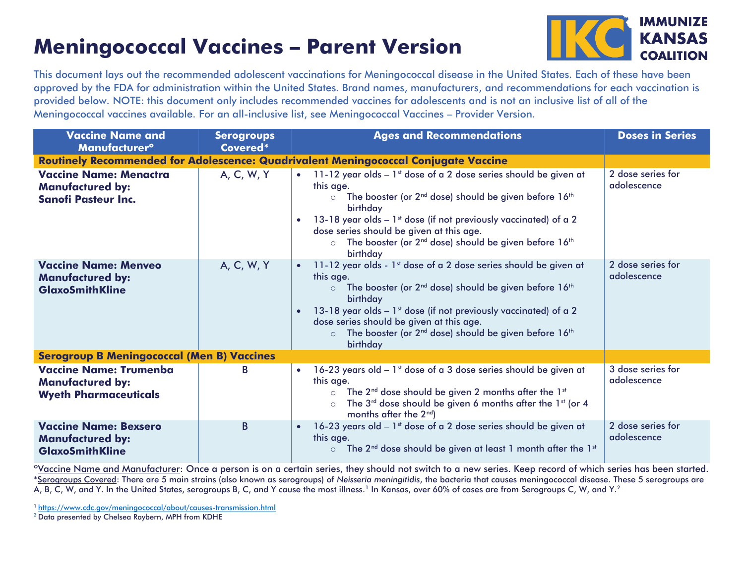# Meningococcal Vaccines – Parent Version

IMMUNIZE KANSAS COALITION

This document lays out the recommended adolescent vaccinations for Meningococcal disease in the United States. Each of these have been approved by the FDA for administration within the United States. Brand names, manufacturers, and recommendations for each vaccination is provided below. NOTE: this document only includes recommended vaccines for adolescents and is not an inclusive list of all of the Meningococcal vaccines available. For an all-inclusive list, see Meningococcal Vaccines – Provider Version.

| Vaccine Name and Manufacturer° | Serogroups Covered* | Ages and Recommendations | Doses in Series |
|---|---|---|---|
| **Routinely Recommended for Adolescence: Quadrivalent Meningococcal Conjugate Vaccine** | | | |
| **Vaccine Name: Menactra Manufactured by: Sanofi Pasteur Inc.** | A, C, W, Y | • 11-12 year olds – 1st dose of a 2 dose series should be given at this age. ○ The booster (or 2nd dose) should be given before 16th birthday • 13-18 year olds – 1st dose (if not previously vaccinated) of a 2 dose series should be given at this age. ○ The booster (or 2nd dose) should be given before 16th birthday | 2 dose series for adolescence |
| **Vaccine Name: Menveo Manufactured by: GlaxoSmithKline** | A, C, W, Y | • 11-12 year olds - 1st dose of a 2 dose series should be given at this age. ○ The booster (or 2nd dose) should be given before 16th birthday • 13-18 year olds – 1st dose (if not previously vaccinated) of a 2 dose series should be given at this age. ○ The booster (or 2nd dose) should be given before 16th birthday | 2 dose series for adolescence |
| **Serogroup B Meningococcal (Men B) Vaccines** | | | |
| **Vaccine Name: Trumenba Manufactured by: Wyeth Pharmaceuticals** | B | • 16-23 years old – 1st dose of a 3 dose series should be given at this age. ○ The 2nd dose should be given 2 months after the 1st ○ The 3rd dose should be given 6 months after the 1st (or 4 months after the 2nd) | 3 dose series for adolescence |
| **Vaccine Name: Bexsero Manufactured by: GlaxoSmithKline** | B | • 16-23 years old – 1st dose of a 2 dose series should be given at this age. ○ The 2nd dose should be given at least 1 month after the 1st | 2 dose series for adolescence |

°Vaccine Name and Manufacturer: Once a person is on a certain series, they should not switch to a new series. Keep record of which series has been started.

*Serogroups Covered: There are 5 main strains (also known as serogroups) of *Neisseria meningitidis*, the bacteria that causes meningococcal disease. These 5 serogroups are A, B, C, W, and Y. In the United States, serogroups B, C, and Y cause the most illness.[1] In Kansas, over 60% of cases are from Serogroups C, W, and Y.[2]

[1] https://www.cdc.gov/meningococcal/about/causes-transmission.html

[2] Data presented by Chelsea Raybern, MPH from KDHE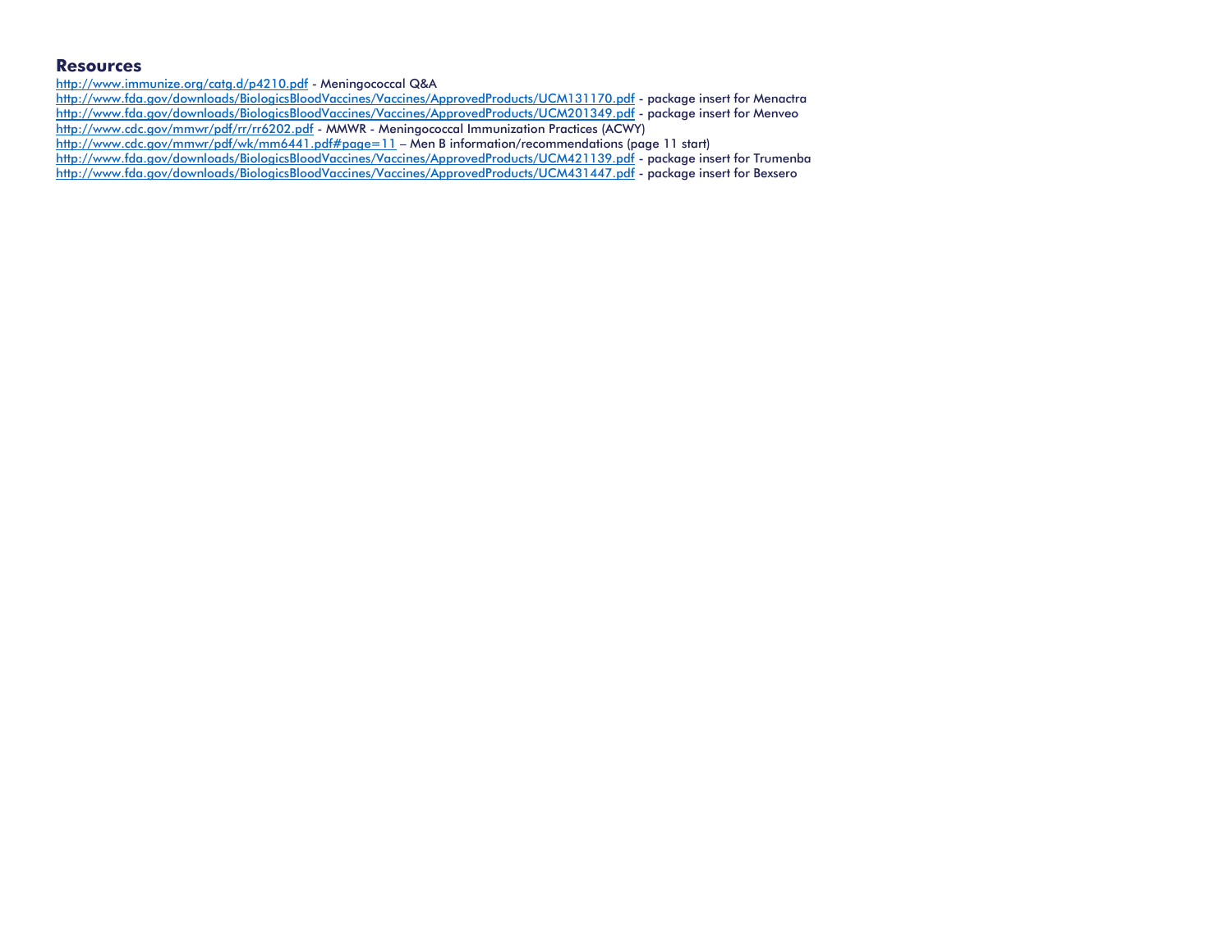## Resources

http://www.immunize.org/catg.d/p4210.pdf - Meningococcal Q&A
http://www.fda.gov/downloads/BiologicsBloodVaccines/Vaccines/ApprovedProducts/UCM131170.pdf - package insert for Menactra
http://www.fda.gov/downloads/BiologicsBloodVaccines/Vaccines/ApprovedProducts/UCM201349.pdf - package insert for Menveo
http://www.cdc.gov/mmwr/pdf/rr/rr6202.pdf - MMWR - Meningococcal Immunization Practices (ACWY)
http://www.cdc.gov/mmwr/pdf/wk/mm6441.pdf#page=11 – Men B information/recommendations (page 11 start)
http://www.fda.gov/downloads/BiologicsBloodVaccines/Vaccines/ApprovedProducts/UCM421139.pdf - package insert for Trumenba
http://www.fda.gov/downloads/BiologicsBloodVaccines/Vaccines/ApprovedProducts/UCM431447.pdf - package insert for Bexsero